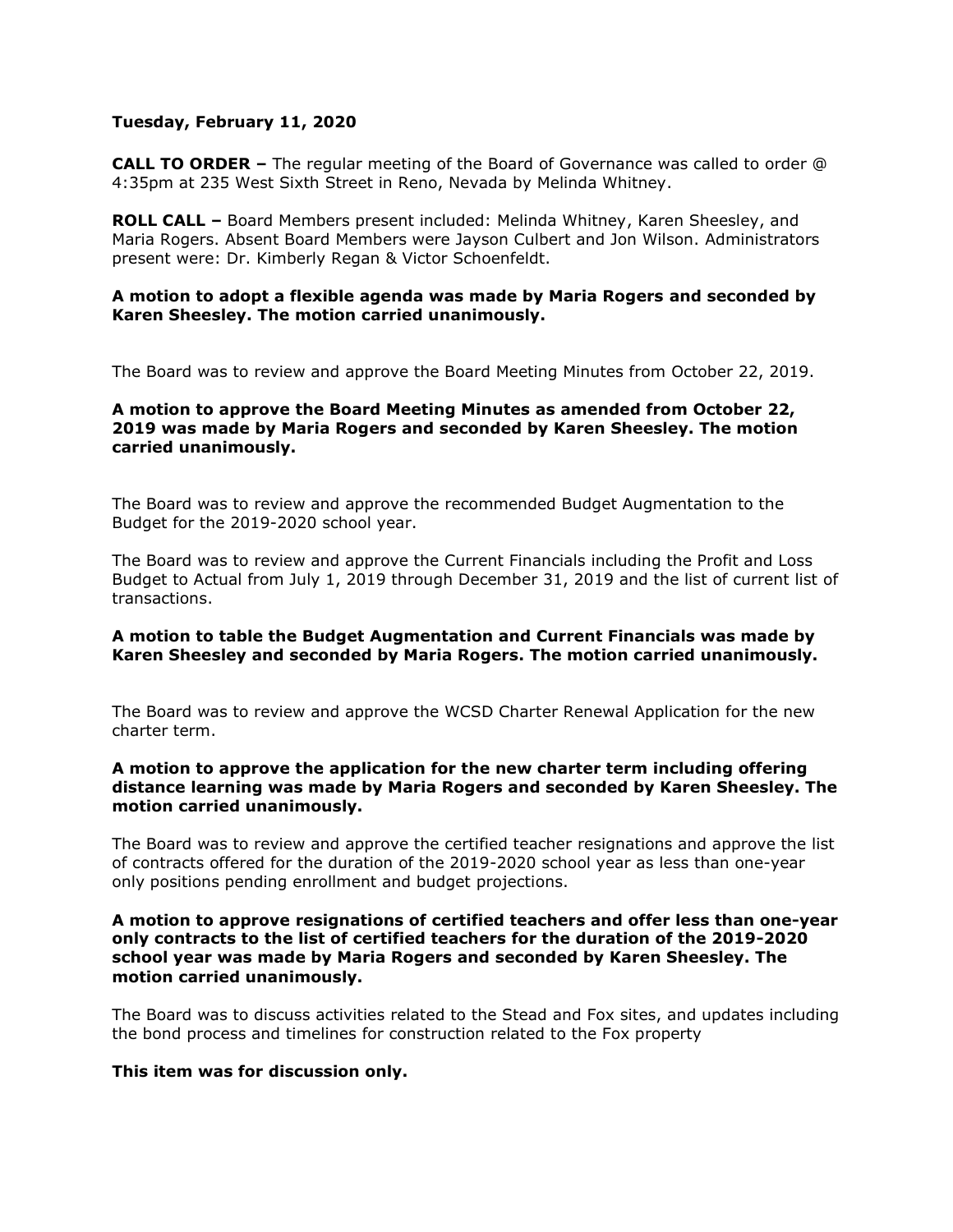**Tuesday, February 11, 2020**

**CALL TO ORDER –** The regular meeting of the Board of Governance was called to order @ 4:35pm at 235 West Sixth Street in Reno, Nevada by Melinda Whitney.

**ROLL CALL –** Board Members present included: Melinda Whitney, Karen Sheesley, and Maria Rogers. Absent Board Members were Jayson Culbert and Jon Wilson. Administrators present were: Dr. Kimberly Regan & Victor Schoenfeldt.

**A motion to adopt a flexible agenda was made by Maria Rogers and seconded by Karen Sheesley. The motion carried unanimously.**

The Board was to review and approve the Board Meeting Minutes from October 22, 2019.

**A motion to approve the Board Meeting Minutes as amended from October 22, 2019 was made by Maria Rogers and seconded by Karen Sheesley. The motion carried unanimously.**

The Board was to review and approve the recommended Budget Augmentation to the Budget for the 2019-2020 school year.

The Board was to review and approve the Current Financials including the Profit and Loss Budget to Actual from July 1, 2019 through December 31, 2019 and the list of current list of transactions.

**A motion to table the Budget Augmentation and Current Financials was made by Karen Sheesley and seconded by Maria Rogers. The motion carried unanimously.**

The Board was to review and approve the WCSD Charter Renewal Application for the new charter term.

**A motion to approve the application for the new charter term including offering distance learning was made by Maria Rogers and seconded by Karen Sheesley. The motion carried unanimously.**

The Board was to review and approve the certified teacher resignations and approve the list of contracts offered for the duration of the 2019-2020 school year as less than one-year only positions pending enrollment and budget projections.

**A motion to approve resignations of certified teachers and offer less than one-year only contracts to the list of certified teachers for the duration of the 2019-2020 school year was made by Maria Rogers and seconded by Karen Sheesley. The motion carried unanimously.**

The Board was to discuss activities related to the Stead and Fox sites, and updates including the bond process and timelines for construction related to the Fox property

**This item was for discussion only.**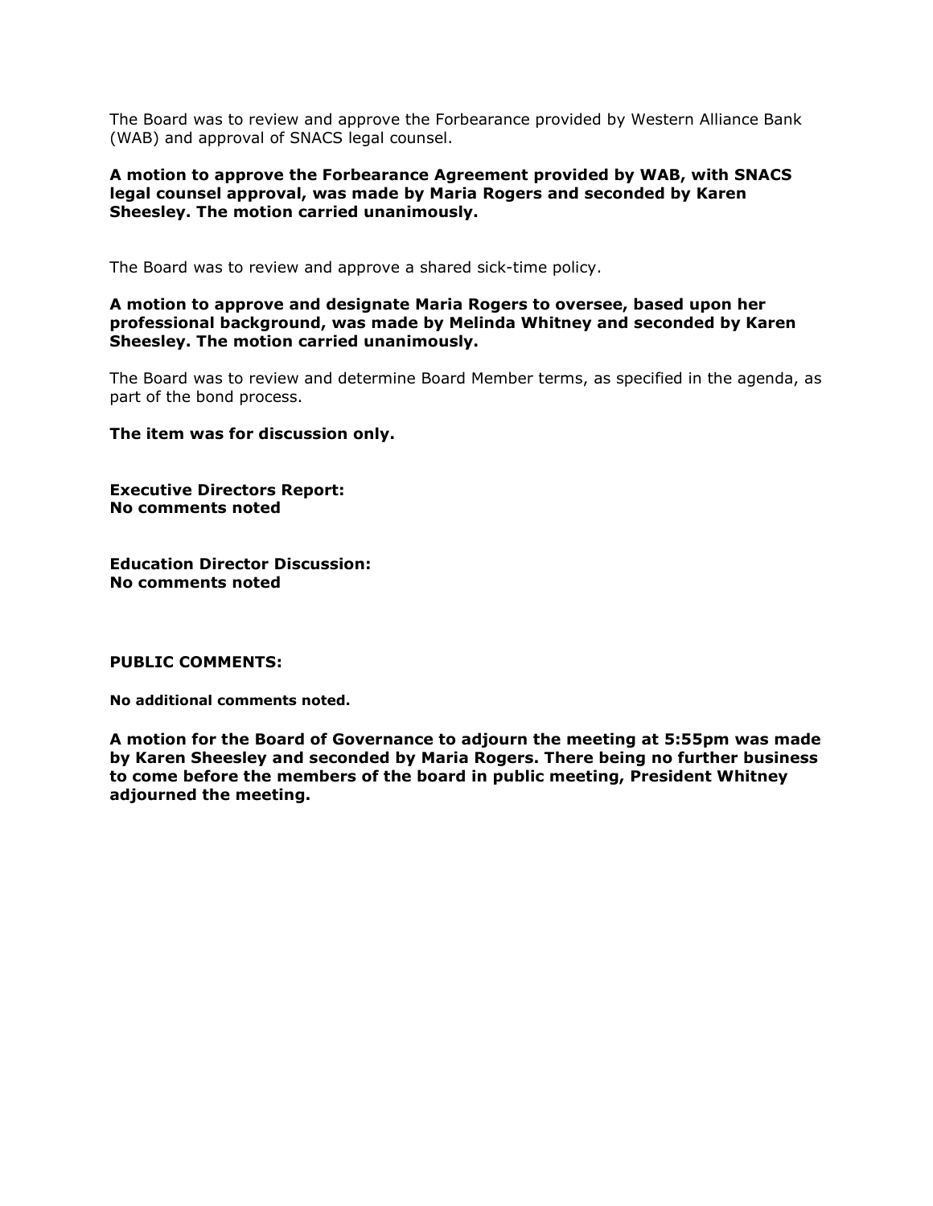The Board was to review and approve the Forbearance provided by Western Alliance Bank (WAB) and approval of SNACS legal counsel.

**A motion to approve the Forbearance Agreement provided by WAB, with SNACS legal counsel approval, was made by Maria Rogers and seconded by Karen Sheesley. The motion carried unanimously.**

The Board was to review and approve a shared sick-time policy.

**A motion to approve and designate Maria Rogers to oversee, based upon her professional background, was made by Melinda Whitney and seconded by Karen Sheesley. The motion carried unanimously.**

The Board was to review and determine Board Member terms, as specified in the agenda, as part of the bond process.

**The item was for discussion only.**

**Executive Directors Report:**
**No comments noted**

**Education Director Discussion:**
**No comments noted**

**PUBLIC COMMENTS:**

**No additional comments noted.**

**A motion for the Board of Governance to adjourn the meeting at 5:55pm was made by Karen Sheesley and seconded by Maria Rogers. There being no further business to come before the members of the board in public meeting, President Whitney adjourned the meeting.**